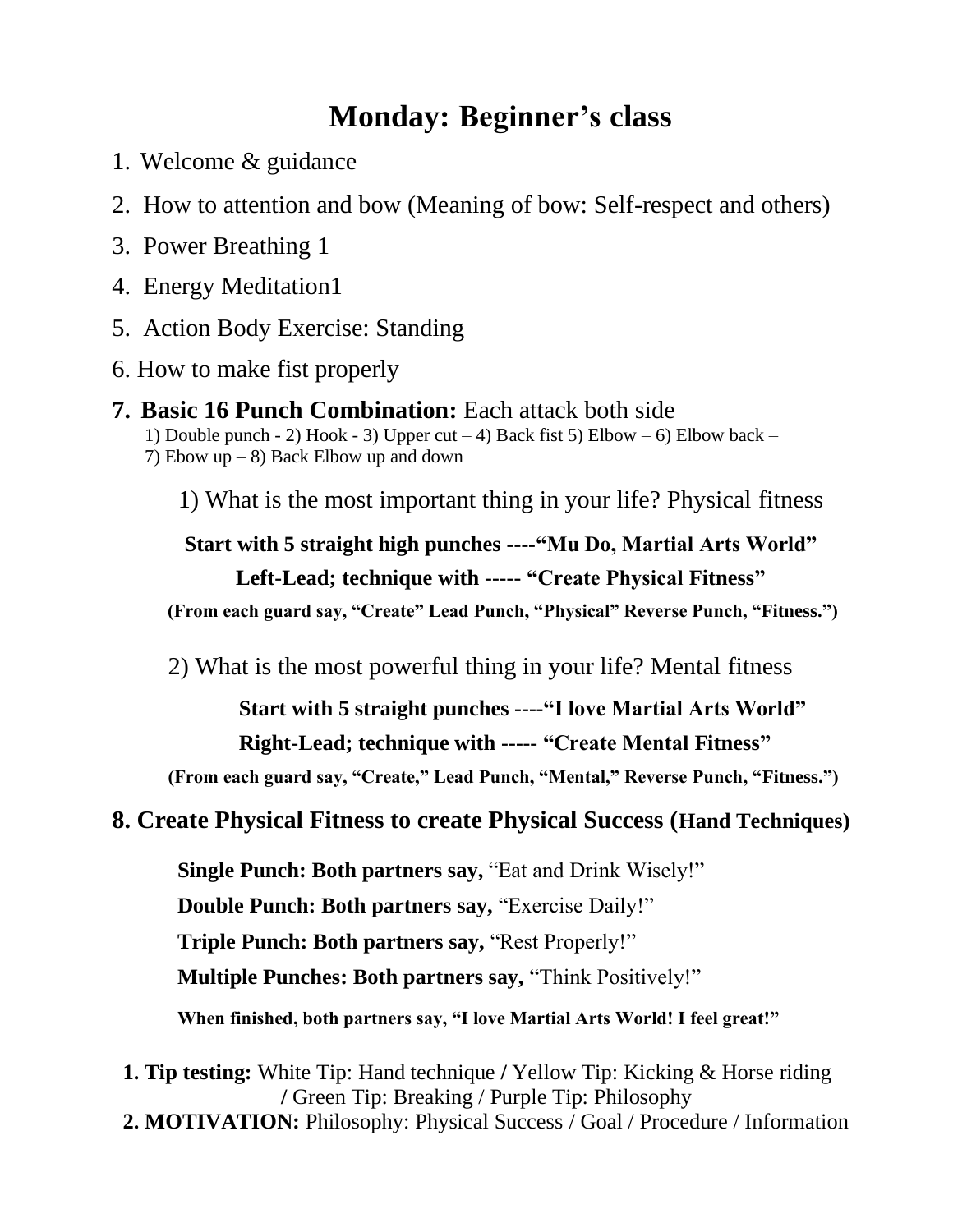# Monday: Beginner's class

1. Welcome & guidance
2. How to attention and bow (Meaning of bow: Self-respect and others)
3. Power Breathing 1
4. Energy Meditation1
5. Action Body Exercise: Standing
6. How to make fist properly
7. **Basic 16 Punch Combination:** Each attack both side
   1) Double punch - 2) Hook - 3) Upper cut – 4) Back fist 5) Elbow – 6) Elbow back – 7) Ebow up – 8) Back Elbow up and down

   1) What is the most important thing in your life? Physical fitness

   **Start with 5 straight high punches ----"Mu Do, Martial Arts World"**

   **Left-Lead; technique with ----- "Create Physical Fitness"**

   **(From each guard say, "Create" Lead Punch, "Physical" Reverse Punch, "Fitness.")**

   2) What is the most powerful thing in your life? Mental fitness

   **Start with 5 straight punches ----"I love Martial Arts World"**

   **Right-Lead; technique with ----- "Create Mental Fitness"**

   **(From each guard say, "Create," Lead Punch, "Mental," Reverse Punch, "Fitness.")**

8. **Create Physical Fitness to create Physical Success (Hand Techniques)**

   **Single Punch: Both partners say,** "Eat and Drink Wisely!"

   **Double Punch: Both partners say,** "Exercise Daily!"

   **Triple Punch: Both partners say,** "Rest Properly!"

   **Multiple Punches: Both partners say,** "Think Positively!"

   **When finished, both partners say, "I love Martial Arts World! I feel great!"**

1. **Tip testing:** White Tip: Hand technique / Yellow Tip: Kicking & Horse riding / Green Tip: Breaking / Purple Tip: Philosophy
2. **MOTIVATION:** Philosophy: Physical Success / Goal / Procedure / Information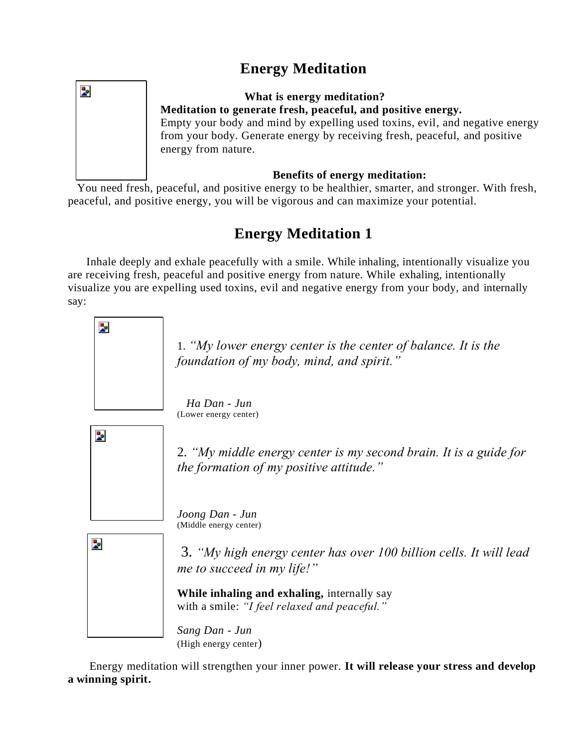# Energy Meditation

**What is energy meditation?**

**Meditation to generate fresh, peaceful, and positive energy.**

Empty your body and mind by expelling used toxins, evil, and negative energy from your body. Generate energy by receiving fresh, peaceful, and positive energy from nature.

**Benefits of energy meditation:**

You need fresh, peaceful, and positive energy to be healthier, smarter, and stronger. With fresh, peaceful, and positive energy, you will be vigorous and can maximize your potential.

## Energy Meditation 1

Inhale deeply and exhale peacefully with a smile. While inhaling, intentionally visualize you are receiving fresh, peaceful and positive energy from nature. While exhaling, intentionally visualize you are expelling used toxins, evil and negative energy from your body, and internally say:

1. *"My lower energy center is the center of balance. It is the foundation of my body, mind, and spirit."*

*Ha Dan - Jun*
(Lower energy center)

2. *"My middle energy center is my second brain. It is a guide for the formation of my positive attitude."*

*Joong Dan - Jun*
(Middle energy center)

3. *"My high energy center has over 100 billion cells. It will lead me to succeed in my life!"*

**While inhaling and exhaling,** internally say with a smile: *"I feel relaxed and peaceful."*

*Sang Dan - Jun*
(High energy center)

Energy meditation will strengthen your inner power. **It will release your stress and develop a winning spirit.**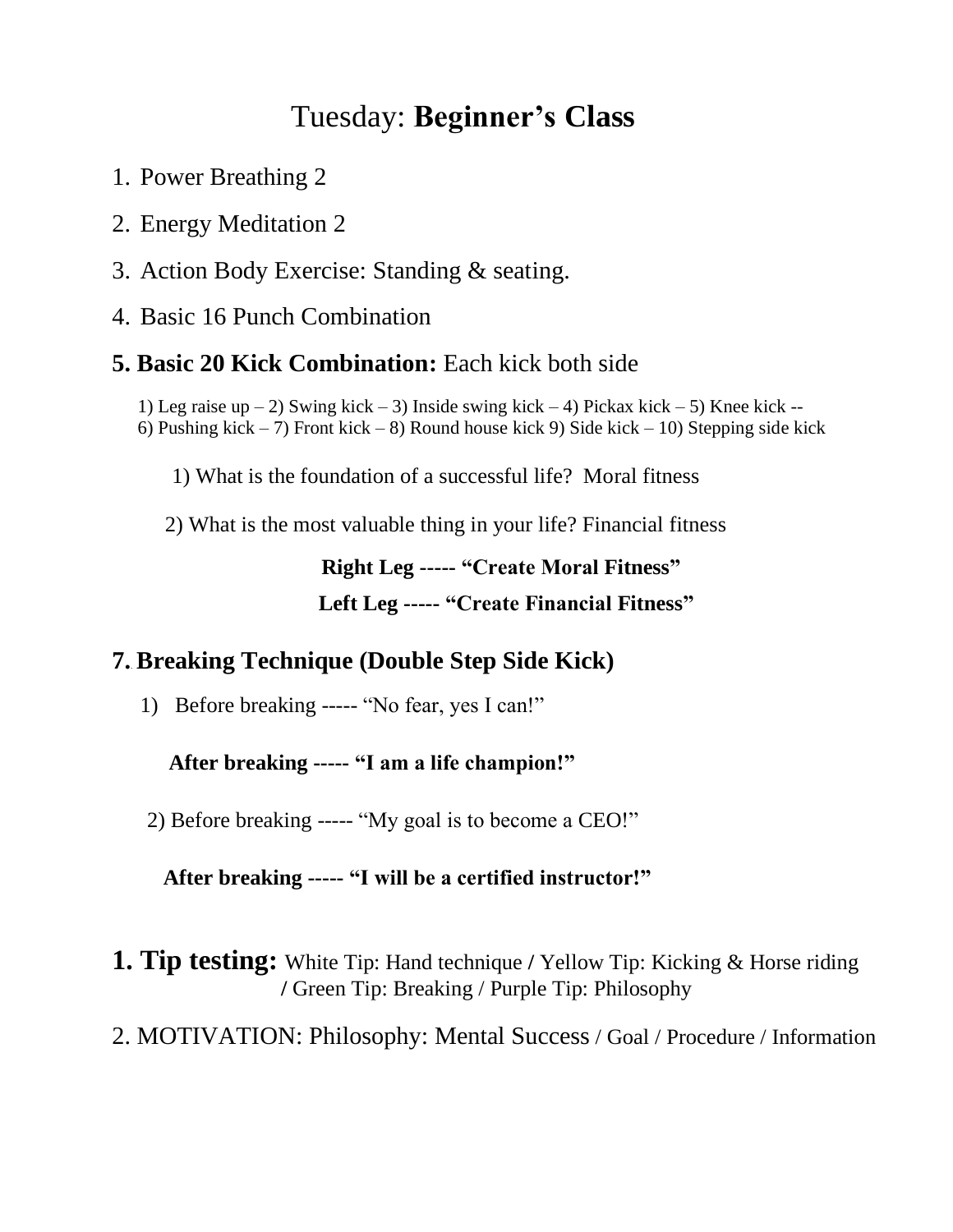# Tuesday: **Beginner's Class**

1. Power Breathing 2
2. Energy Meditation 2
3. Action Body Exercise: Standing & seating.
4. Basic 16 Punch Combination

**5. Basic 20 Kick Combination:** Each kick both side

1) Leg raise up – 2) Swing kick – 3) Inside swing kick – 4) Pickax kick – 5) Knee kick -- 6) Pushing kick – 7) Front kick – 8) Round house kick 9) Side kick – 10) Stepping side kick

1) What is the foundation of a successful life? Moral fitness

2) What is the most valuable thing in your life? Financial fitness

**Right Leg ----- "Create Moral Fitness"**

**Left Leg ----- "Create Financial Fitness"**

**7. Breaking Technique (Double Step Side Kick)**

1) Before breaking ----- "No fear, yes I can!"

**After breaking ----- "I am a life champion!"**

2) Before breaking ----- "My goal is to become a CEO!"

**After breaking ----- "I will be a certified instructor!"**

**1. Tip testing:** White Tip: Hand technique / Yellow Tip: Kicking & Horse riding / Green Tip: Breaking / Purple Tip: Philosophy

2. MOTIVATION: Philosophy: Mental Success / Goal / Procedure / Information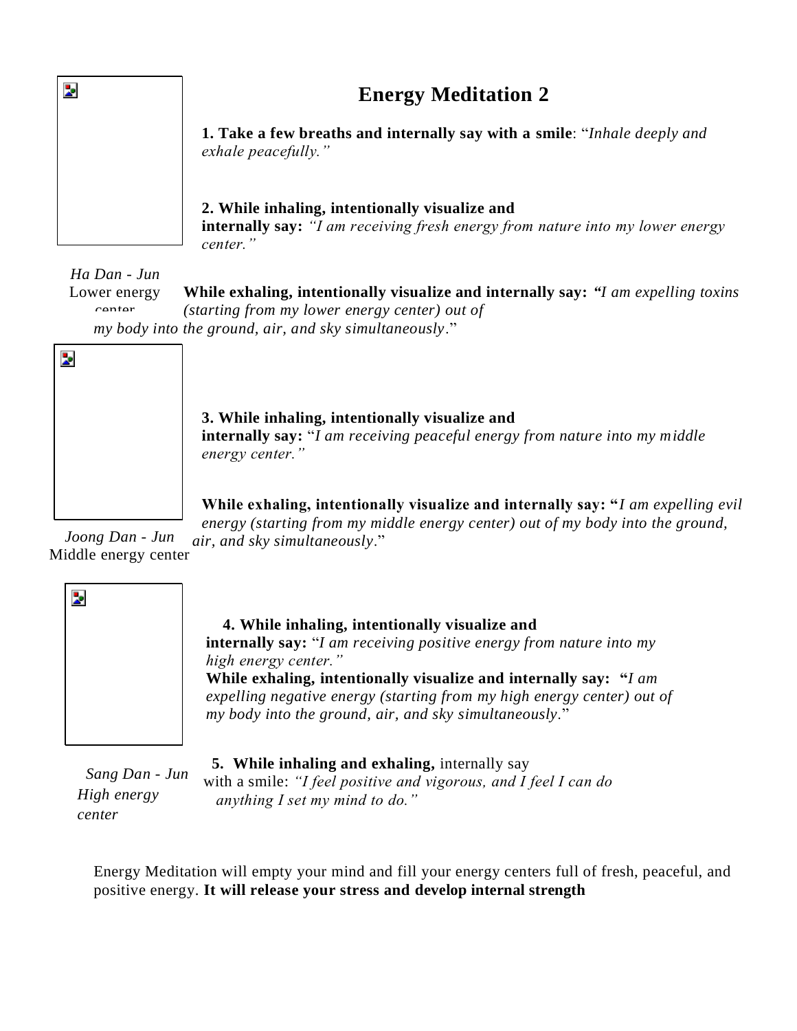# Energy Meditation 2

*Ha Dan - Jun*
Lower energy center

**1. Take a few breaths and internally say with a smile**: "*Inhale deeply and exhale peacefully.*"

**2. While inhaling, intentionally visualize and internally say:** *"I am receiving fresh energy from nature into my lower energy center."*

**While exhaling, intentionally visualize and internally say:** *"I am expelling toxins (starting from my lower energy center) out of my body into the ground, air, and sky simultaneously*."

*Joong Dan - Jun*
Middle energy center

**3. While inhaling, intentionally visualize and internally say:** "*I am receiving peaceful energy from nature into my middle energy center.*"

**While exhaling, intentionally visualize and internally say: "***I am expelling evil energy (starting from my middle energy center) out of my body into the ground, air, and sky simultaneously*."

*Sang Dan - Jun*
*High energy center*

**4. While inhaling, intentionally visualize and internally say:** "*I am receiving positive energy from nature into my high energy center.*"
**While exhaling, intentionally visualize and internally say: "***I am expelling negative energy (starting from my high energy center) out of my body into the ground, air, and sky simultaneously*."

**5. While inhaling and exhaling,** internally say with a smile: *"I feel positive and vigorous, and I feel I can do anything I set my mind to do."*

Energy Meditation will empty your mind and fill your energy centers full of fresh, peaceful, and positive energy. **It will release your stress and develop internal strength**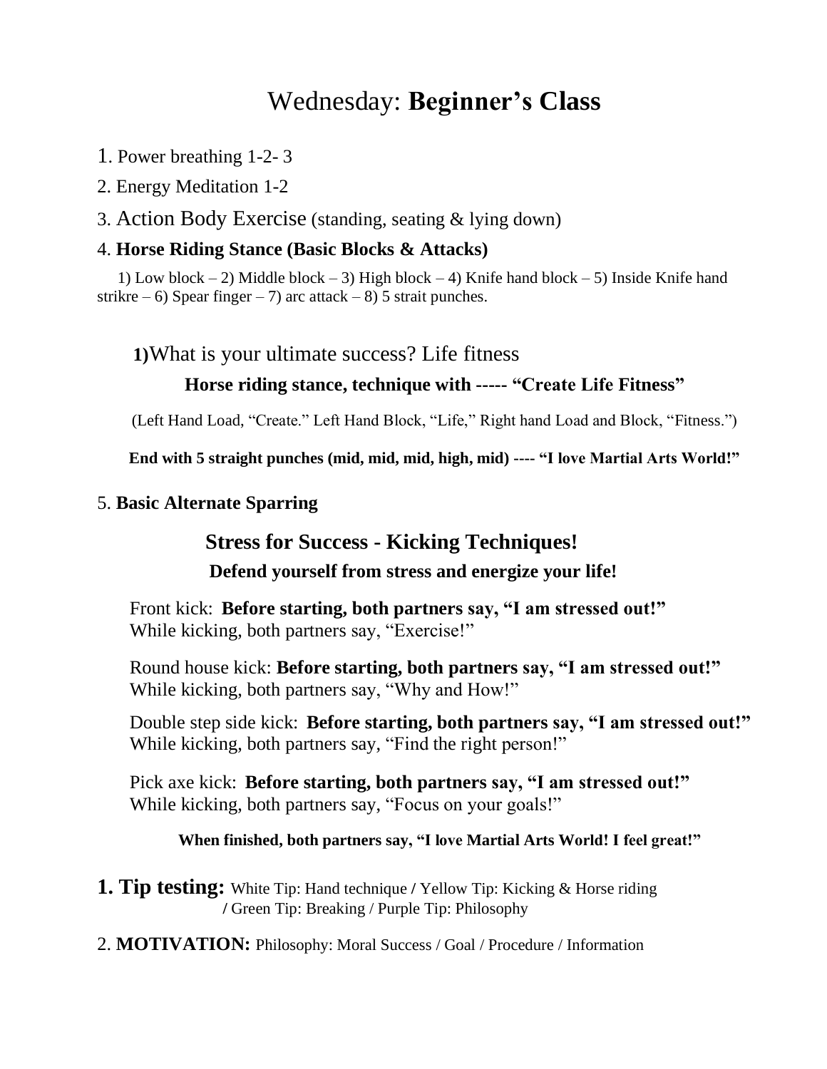# Wednesday: **Beginner's Class**

1. Power breathing 1-2- 3
2. Energy Meditation 1-2
3. Action Body Exercise (standing, seating & lying down)
4. **Horse Riding Stance (Basic Blocks & Attacks)**

1) Low block – 2) Middle block – 3) High block – 4) Knife hand block – 5) Inside Knife hand strikre – 6) Spear finger – 7) arc attack – 8) 5 strait punches.

**1)** What is your ultimate success? Life fitness

**Horse riding stance, technique with ----- "Create Life Fitness"**

(Left Hand Load, "Create." Left Hand Block, "Life," Right hand Load and Block, "Fitness.")

**End with 5 straight punches (mid, mid, mid, high, mid) ---- "I love Martial Arts World!"**

5. **Basic Alternate Sparring**

## Stress for Success - Kicking Techniques!

**Defend yourself from stress and energize your life!**

Front kick: **Before starting, both partners say, "I am stressed out!"**
While kicking, both partners say, "Exercise!"

Round house kick: **Before starting, both partners say, "I am stressed out!"**
While kicking, both partners say, "Why and How!"

Double step side kick: **Before starting, both partners say, "I am stressed out!"**
While kicking, both partners say, "Find the right person!"

Pick axe kick: **Before starting, both partners say, "I am stressed out!"**
While kicking, both partners say, "Focus on your goals!"

**When finished, both partners say, "I love Martial Arts World! I feel great!"**

**1. Tip testing:** White Tip: Hand technique / Yellow Tip: Kicking & Horse riding / Green Tip: Breaking / Purple Tip: Philosophy

2. **MOTIVATION:** Philosophy: Moral Success / Goal / Procedure / Information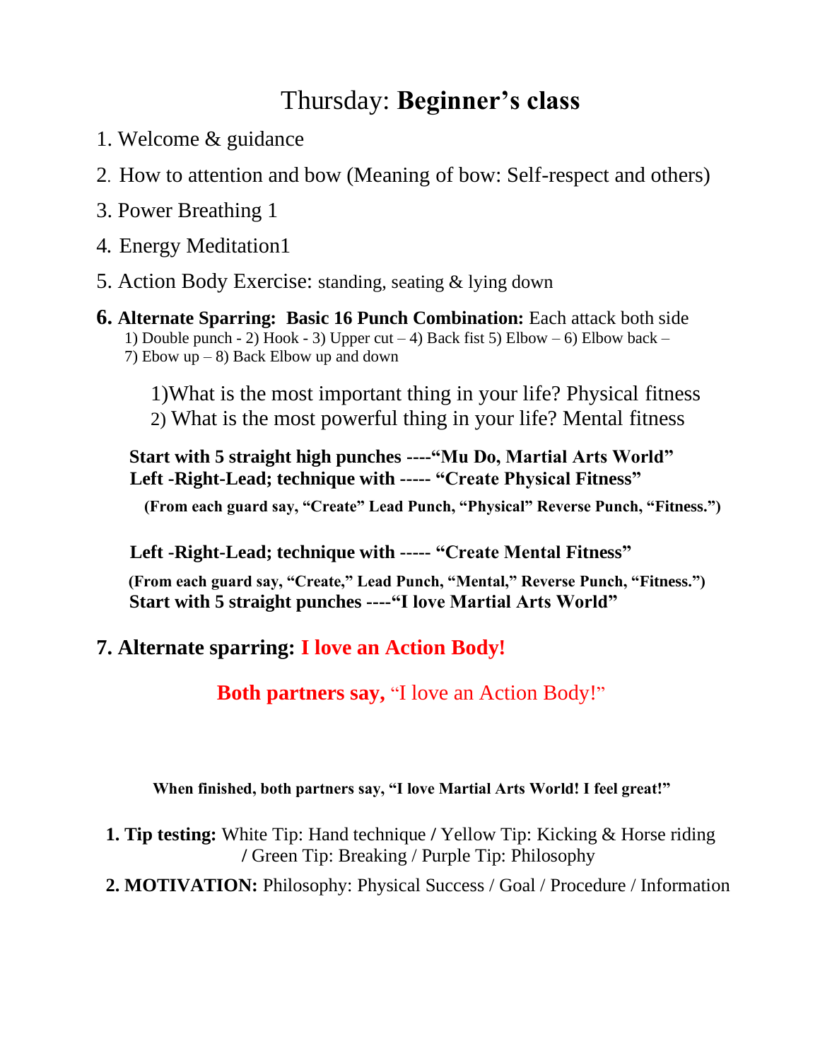# Thursday: **Beginner's class**

1. Welcome & guidance
2. How to attention and bow (Meaning of bow: Self-respect and others)
3. Power Breathing 1
4. Energy Meditation1
5. Action Body Exercise: standing, seating & lying down
6. **Alternate Sparring: Basic 16 Punch Combination:** Each attack both side
   1) Double punch - 2) Hook - 3) Upper cut – 4) Back fist 5) Elbow – 6) Elbow back – 7) Ebow up – 8) Back Elbow up and down

   1)What is the most important thing in your life? Physical fitness
   2) What is the most powerful thing in your life? Mental fitness

   **Start with 5 straight high punches ----"Mu Do, Martial Arts World"**
   **Left -Right-Lead; technique with ----- "Create Physical Fitness"**

   **(From each guard say, "Create" Lead Punch, "Physical" Reverse Punch, "Fitness.")**

   **Left -Right-Lead; technique with ----- "Create Mental Fitness"**

   **(From each guard say, "Create," Lead Punch, "Mental," Reverse Punch, "Fitness.")**
   **Start with 5 straight punches ----"I love Martial Arts World"**

7. **Alternate sparring: I love an Action Body!**

   **Both partners say,** "I love an Action Body!"

**When finished, both partners say, "I love Martial Arts World! I feel great!"**

1. **Tip testing:** White Tip: Hand technique / Yellow Tip: Kicking & Horse riding / Green Tip: Breaking / Purple Tip: Philosophy
2. **MOTIVATION:** Philosophy: Physical Success / Goal / Procedure / Information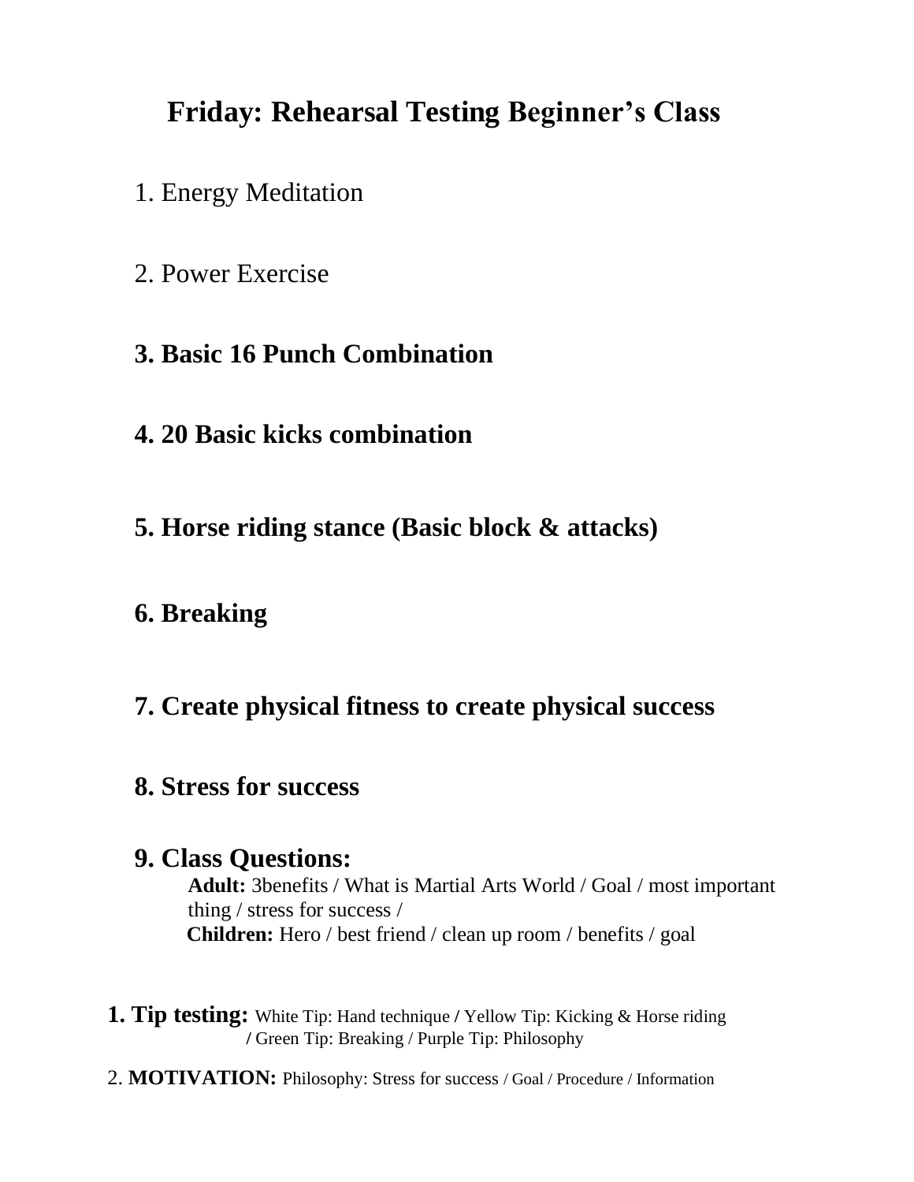# Friday: Rehearsal Testing Beginner's Class

1. Energy Meditation

2. Power Exercise

3. **Basic 16 Punch Combination**

4. **20 Basic kicks combination**

5. **Horse riding stance (Basic block & attacks)**

6. **Breaking**

7. **Create physical fitness to create physical success**

8. **Stress for success**

9. **Class Questions:**
   **Adult:** 3benefits / What is Martial Arts World / Goal / most important thing / stress for success /
   **Children:** Hero / best friend / clean up room / benefits / goal

1. **Tip testing:** White Tip: Hand technique **/** Yellow Tip: Kicking & Horse riding **/** Green Tip: Breaking / Purple Tip: Philosophy

2. **MOTIVATION:** Philosophy: Stress for success / Goal / Procedure / Information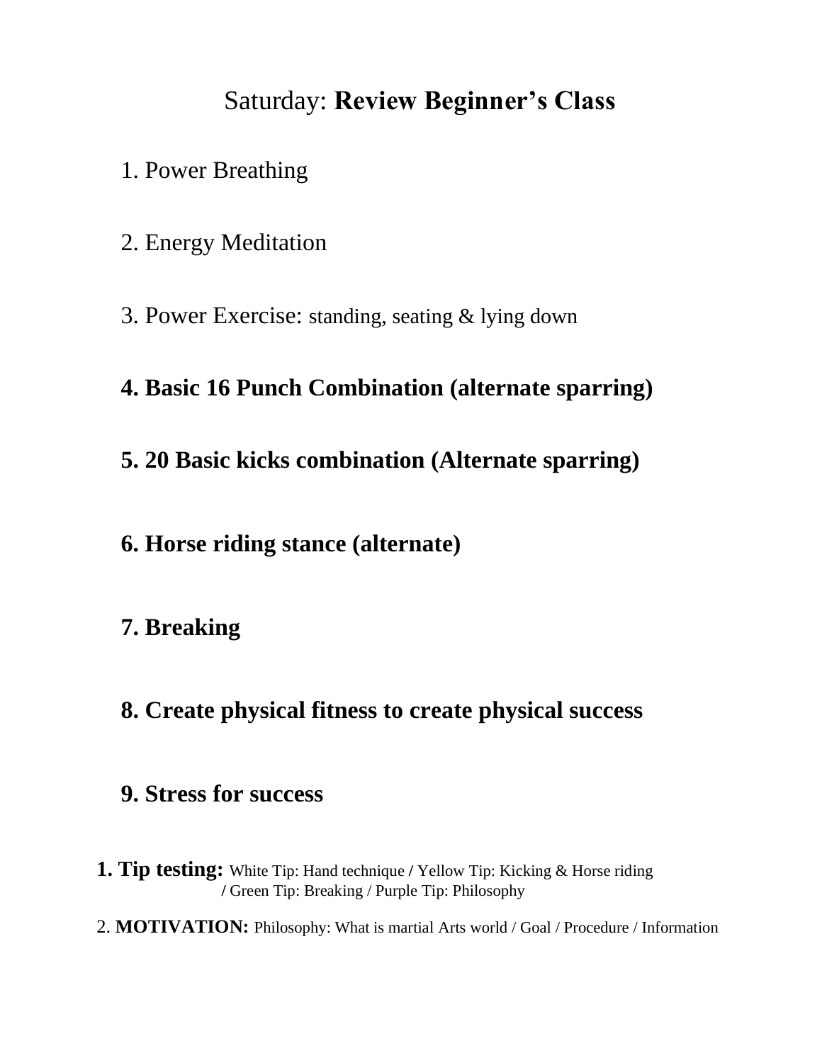# Saturday: **Review Beginner's Class**

1. Power Breathing

2. Energy Meditation

3. Power Exercise: standing, seating & lying down

4. **Basic 16 Punch Combination (alternate sparring)**

5. **20 Basic kicks combination (Alternate sparring)**

6. **Horse riding stance (alternate)**

7. **Breaking**

8. **Create physical fitness to create physical success**

9. **Stress for success**

1. **Tip testing:** White Tip: Hand technique / Yellow Tip: Kicking & Horse riding / Green Tip: Breaking / Purple Tip: Philosophy

2. **MOTIVATION:** Philosophy: What is martial Arts world / Goal / Procedure / Information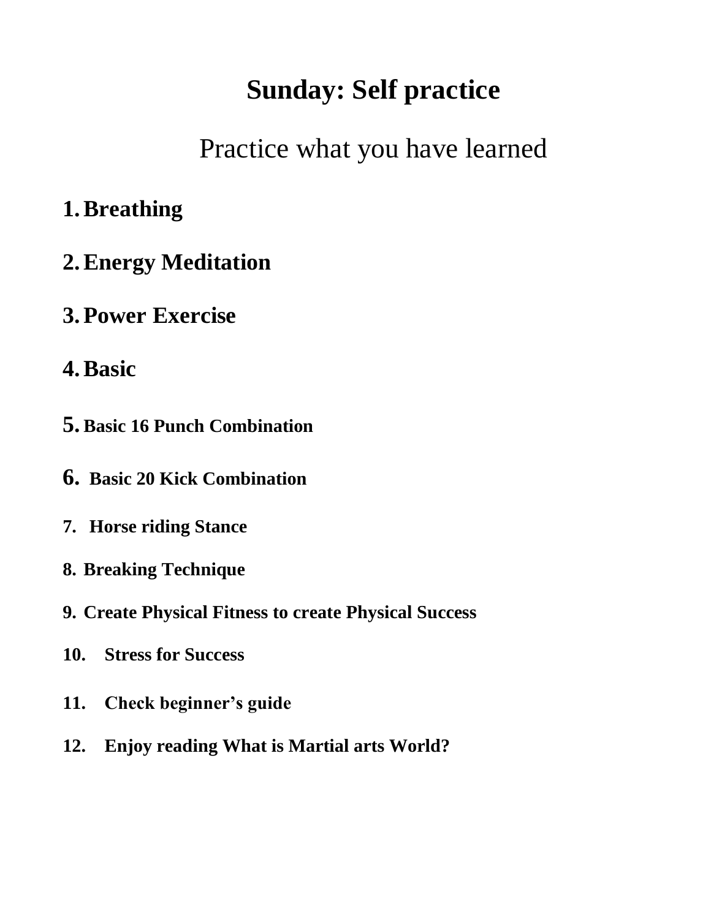# Sunday: Self practice

Practice what you have learned

1. **Breathing**
2. **Energy Meditation**
3. **Power Exercise**
4. **Basic**
5. **Basic 16 Punch Combination**
6. **Basic 20 Kick Combination**
7. **Horse riding Stance**
8. **Breaking Technique**
9. **Create Physical Fitness to create Physical Success**
10. **Stress for Success**
11. **Check beginner's guide**
12. **Enjoy reading What is Martial arts World?**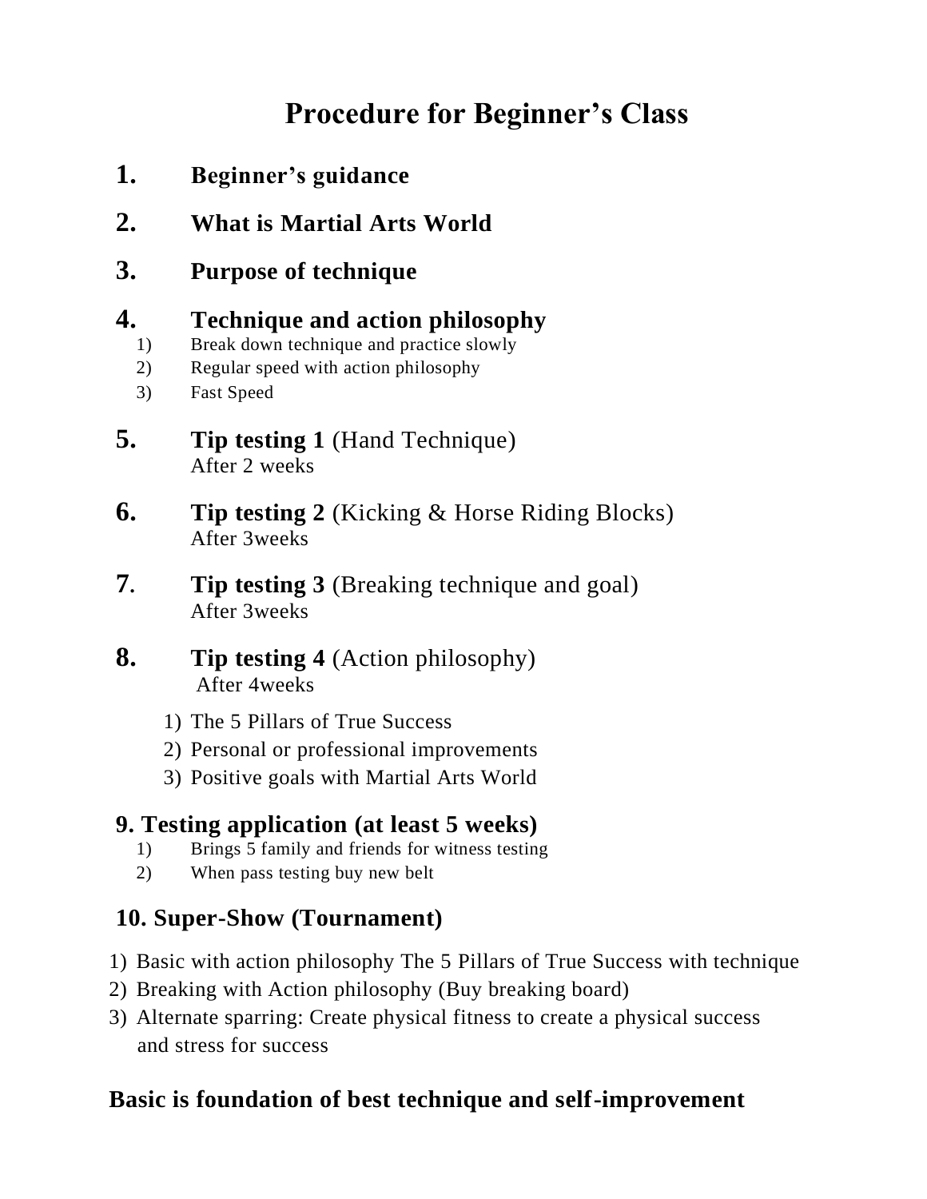# Procedure for Beginner's Class

**1. Beginner's guidance**

**2. What is Martial Arts World**

**3. Purpose of technique**

**4. Technique and action philosophy**

1) Break down technique and practice slowly
2) Regular speed with action philosophy
3) Fast Speed

**5. Tip testing 1** (Hand Technique)
After 2 weeks

**6. Tip testing 2** (Kicking & Horse Riding Blocks)
After 3weeks

**7. Tip testing 3** (Breaking technique and goal)
After 3weeks

**8. Tip testing 4** (Action philosophy)
After 4weeks

1) The 5 Pillars of True Success
2) Personal or professional improvements
3) Positive goals with Martial Arts World

**9. Testing application (at least 5 weeks)**

1) Brings 5 family and friends for witness testing
2) When pass testing buy new belt

**10. Super-Show (Tournament)**

1) Basic with action philosophy The 5 Pillars of True Success with technique
2) Breaking with Action philosophy (Buy breaking board)
3) Alternate sparring: Create physical fitness to create a physical success and stress for success

**Basic is foundation of best technique and self-improvement**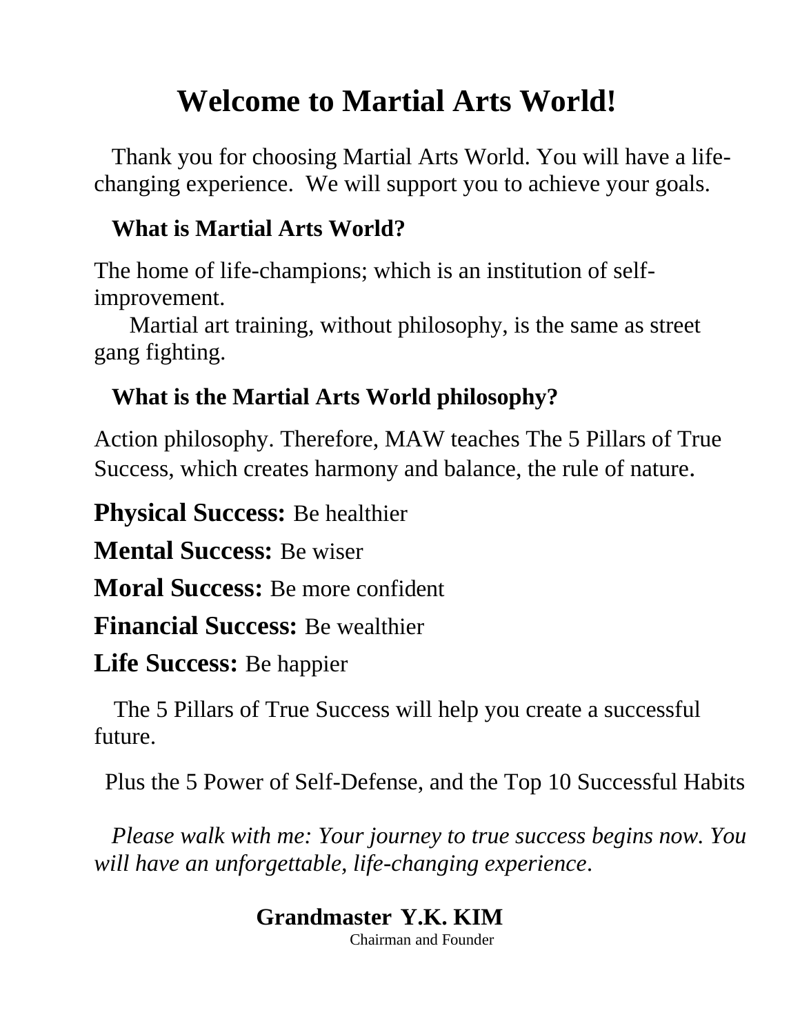# Welcome to Martial Arts World!

Thank you for choosing Martial Arts World. You will have a life-changing experience. We will support you to achieve your goals.

### What is Martial Arts World?

The home of life-champions; which is an institution of self-improvement.

Martial art training, without philosophy, is the same as street gang fighting.

### What is the Martial Arts World philosophy?

Action philosophy. Therefore, MAW teaches The 5 Pillars of True Success, which creates harmony and balance, the rule of nature.

**Physical Success:** Be healthier

**Mental Success:** Be wiser

**Moral Success:** Be more confident

**Financial Success:** Be wealthier

**Life Success:** Be happier

The 5 Pillars of True Success will help you create a successful future.

Plus the 5 Power of Self-Defense, and the Top 10 Successful Habits

*Please walk with me: Your journey to true success begins now. You will have an unforgettable, life-changing experience.*

**Grandmaster Y.K. KIM**
Chairman and Founder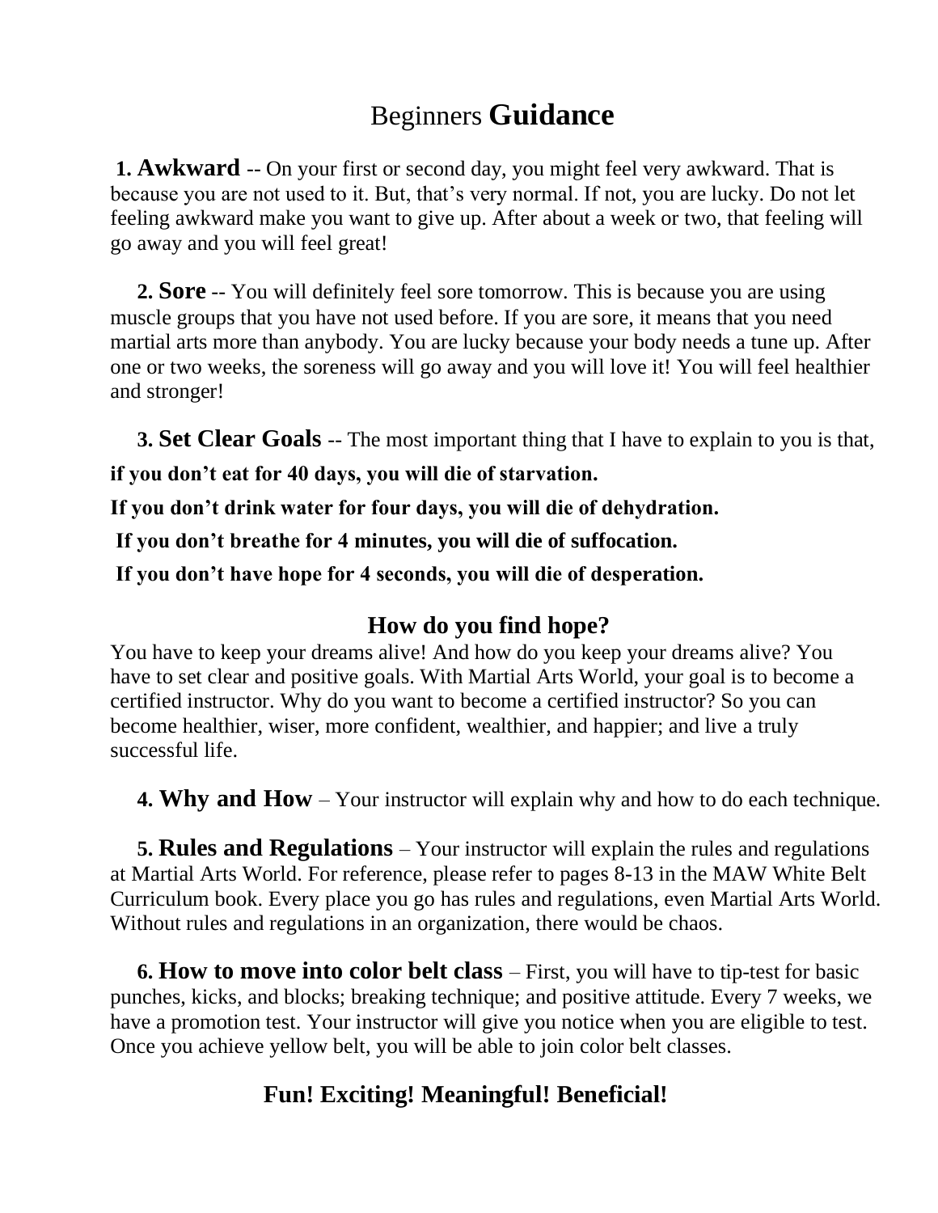# Beginners **Guidance**

**1. Awkward** -- On your first or second day, you might feel very awkward. That is because you are not used to it. But, that's very normal. If not, you are lucky. Do not let feeling awkward make you want to give up. After about a week or two, that feeling will go away and you will feel great!

**2. Sore** -- You will definitely feel sore tomorrow. This is because you are using muscle groups that you have not used before. If you are sore, it means that you need martial arts more than anybody. You are lucky because your body needs a tune up. After one or two weeks, the soreness will go away and you will love it! You will feel healthier and stronger!

**3. Set Clear Goals** -- The most important thing that I have to explain to you is that,

**if you don't eat for 40 days, you will die of starvation.**

**If you don't drink water for four days, you will die of dehydration.**

**If you don't breathe for 4 minutes, you will die of suffocation.**

**If you don't have hope for 4 seconds, you will die of desperation.**

## How do you find hope?

You have to keep your dreams alive! And how do you keep your dreams alive? You have to set clear and positive goals. With Martial Arts World, your goal is to become a certified instructor. Why do you want to become a certified instructor? So you can become healthier, wiser, more confident, wealthier, and happier; and live a truly successful life.

**4. Why and How** – Your instructor will explain why and how to do each technique.

**5. Rules and Regulations** – Your instructor will explain the rules and regulations at Martial Arts World. For reference, please refer to pages 8-13 in the MAW White Belt Curriculum book. Every place you go has rules and regulations, even Martial Arts World. Without rules and regulations in an organization, there would be chaos.

**6. How to move into color belt class** – First, you will have to tip-test for basic punches, kicks, and blocks; breaking technique; and positive attitude. Every 7 weeks, we have a promotion test. Your instructor will give you notice when you are eligible to test. Once you achieve yellow belt, you will be able to join color belt classes.

## Fun! Exciting! Meaningful! Beneficial!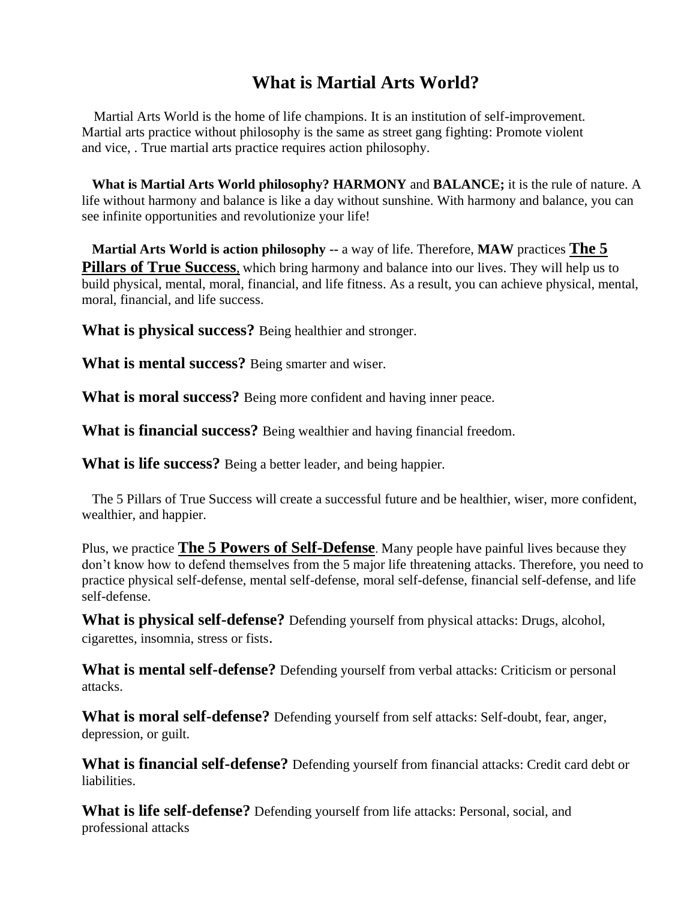# What is Martial Arts World?

Martial Arts World is the home of life champions. It is an institution of self-improvement. Martial arts practice without philosophy is the same as street gang fighting: Promote violent and vice, . True martial arts practice requires action philosophy.

**What is Martial Arts World philosophy? HARMONY** and **BALANCE;** it is the rule of nature. A life without harmony and balance is like a day without sunshine. With harmony and balance, you can see infinite opportunities and revolutionize your life!

**Martial Arts World is action philosophy** -- a way of life. Therefore, **MAW** practices **The 5 Pillars of True Success**, which bring harmony and balance into our lives. They will help us to build physical, mental, moral, financial, and life fitness. As a result, you can achieve physical, mental, moral, financial, and life success.

**What is physical success?** Being healthier and stronger.

**What is mental success?** Being smarter and wiser.

**What is moral success?** Being more confident and having inner peace.

**What is financial success?** Being wealthier and having financial freedom.

**What is life success?** Being a better leader, and being happier.

The 5 Pillars of True Success will create a successful future and be healthier, wiser, more confident, wealthier, and happier.

Plus, we practice **The 5 Powers of Self-Defense**. Many people have painful lives because they don't know how to defend themselves from the 5 major life threatening attacks. Therefore, you need to practice physical self-defense, mental self-defense, moral self-defense, financial self-defense, and life self-defense.

**What is physical self-defense?** Defending yourself from physical attacks: Drugs, alcohol, cigarettes, insomnia, stress or fists.

**What is mental self-defense?** Defending yourself from verbal attacks: Criticism or personal attacks.

**What is moral self-defense?** Defending yourself from self attacks: Self-doubt, fear, anger, depression, or guilt.

**What is financial self-defense?** Defending yourself from financial attacks: Credit card debt or liabilities.

**What is life self-defense?** Defending yourself from life attacks: Personal, social, and professional attacks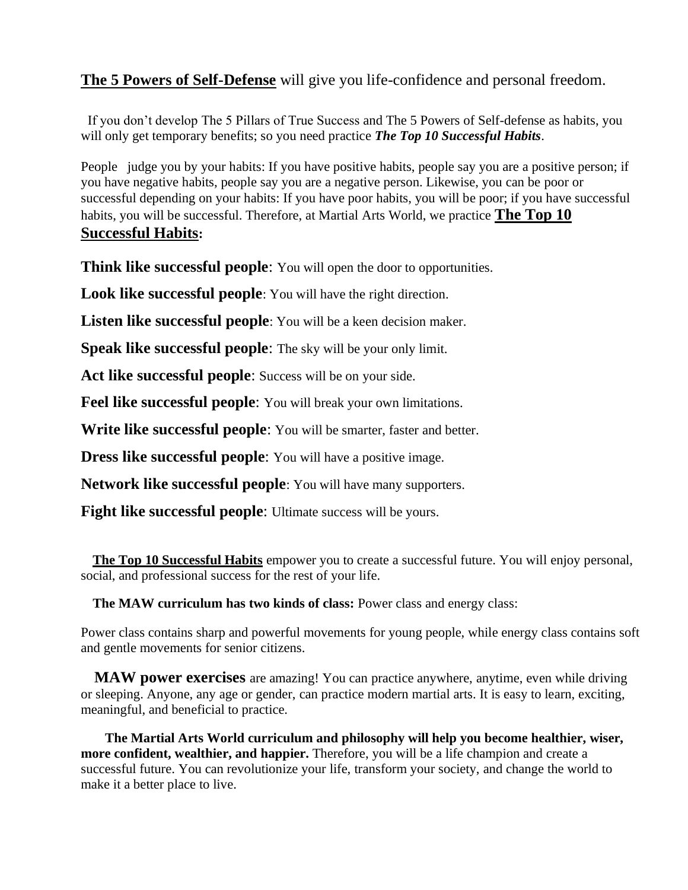**The 5 Powers of Self-Defense** will give you life-confidence and personal freedom.

If you don't develop The 5 Pillars of True Success and The 5 Powers of Self-defense as habits, you will only get temporary benefits; so you need practice ***The Top 10 Successful Habits***.

People judge you by your habits: If you have positive habits, people say you are a positive person; if you have negative habits, people say you are a negative person. Likewise, you can be poor or successful depending on your habits: If you have poor habits, you will be poor; if you have successful habits, you will be successful. Therefore, at Martial Arts World, we practice **The Top 10 Successful Habits:**

**Think like successful people**: You will open the door to opportunities.

**Look like successful people**: You will have the right direction.

**Listen like successful people**: You will be a keen decision maker.

**Speak like successful people**: The sky will be your only limit.

**Act like successful people**: Success will be on your side.

**Feel like successful people**: You will break your own limitations.

**Write like successful people**: You will be smarter, faster and better.

**Dress like successful people**: You will have a positive image.

**Network like successful people**: You will have many supporters.

**Fight like successful people**: Ultimate success will be yours.

**The Top 10 Successful Habits** empower you to create a successful future. You will enjoy personal, social, and professional success for the rest of your life.

**The MAW curriculum has two kinds of class:** Power class and energy class:

Power class contains sharp and powerful movements for young people, while energy class contains soft and gentle movements for senior citizens.

**MAW power exercises** are amazing! You can practice anywhere, anytime, even while driving or sleeping. Anyone, any age or gender, can practice modern martial arts. It is easy to learn, exciting, meaningful, and beneficial to practice.

**The Martial Arts World curriculum and philosophy will help you become healthier, wiser, more confident, wealthier, and happier.** Therefore, you will be a life champion and create a successful future. You can revolutionize your life, transform your society, and change the world to make it a better place to live.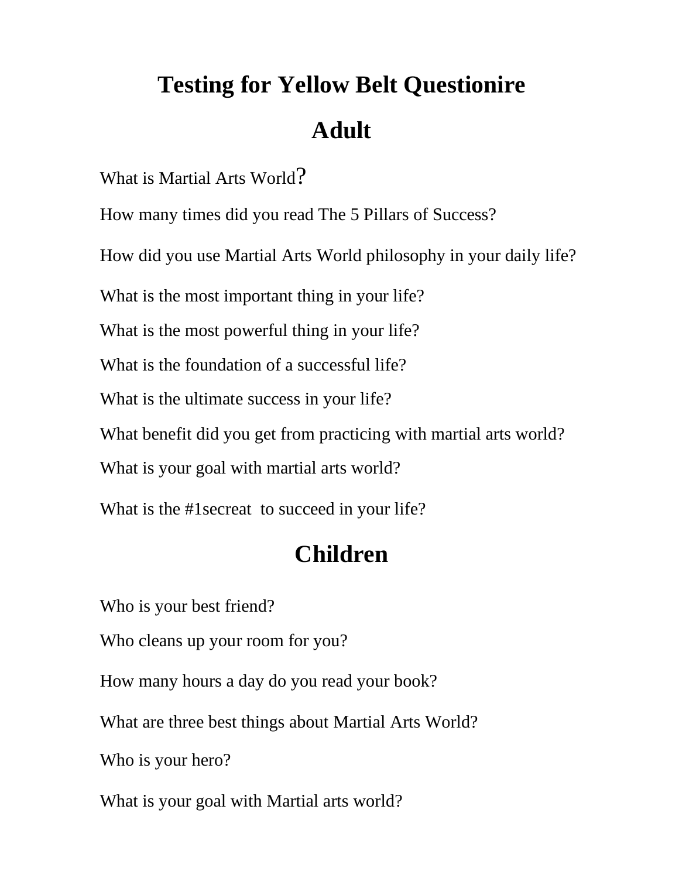# Testing for Yellow Belt Questionire

## Adult

What is Martial Arts World?

How many times did you read The 5 Pillars of Success?

How did you use Martial Arts World philosophy in your daily life?

What is the most important thing in your life?

What is the most powerful thing in your life?

What is the foundation of a successful life?

What is the ultimate success in your life?

What benefit did you get from practicing with martial arts world?

What is your goal with martial arts world?

What is the #1secreat  to succeed in your life?

## Children

Who is your best friend?

Who cleans up your room for you?

How many hours a day do you read your book?

What are three best things about Martial Arts World?

Who is your hero?

What is your goal with Martial arts world?